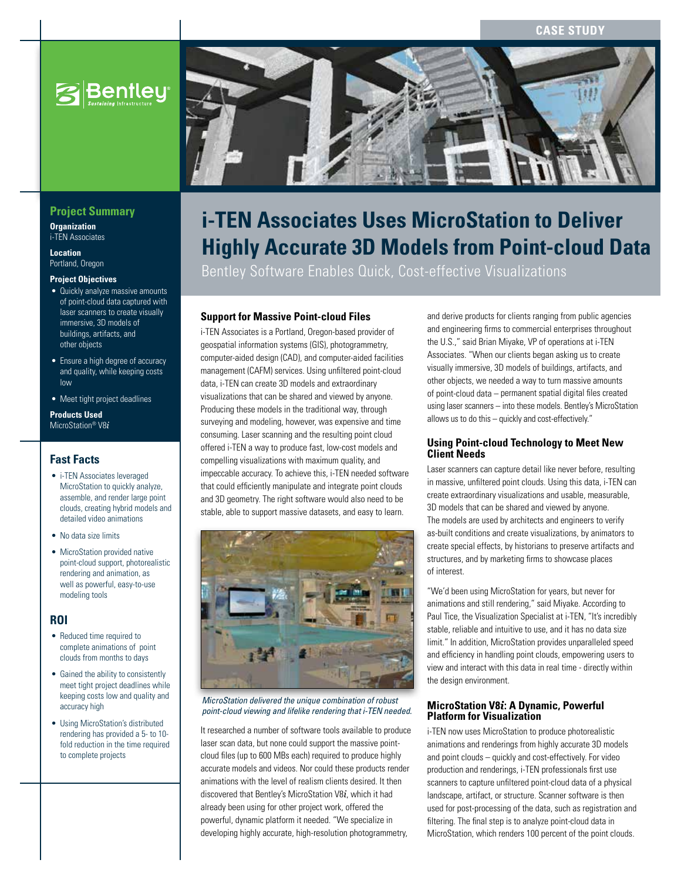CASE STUDY

# i-TEN Associates Uses MicroStation to Deliver Highly Accurate 3D Models from Point-cloud Data

Bentley Software Enables Quick, Cost-effective Visualizations

## Project Summary

**Organization**
i-TEN Associates

**Location**
Portland, Oregon

**Project Objectives**

- Quickly analyze massive amounts of point-cloud data captured with laser scanners to create visually immersive, 3D models of buildings, artifacts, and other objects
- Ensure a high degree of accuracy and quality, while keeping costs low
- Meet tight project deadlines

**Products Used**
MicroStation® V8*i*

## Fast Facts

- i-TEN Associates leveraged MicroStation to quickly analyze, assemble, and render large point clouds, creating hybrid models and detailed video animations
- No data size limits
- MicroStation provided native point-cloud support, photorealistic rendering and animation, as well as powerful, easy-to-use modeling tools

## ROI

- Reduced time required to complete animations of point clouds from months to days
- Gained the ability to consistently meet tight project deadlines while keeping costs low and quality and accuracy high
- Using MicroStation's distributed rendering has provided a 5- to 10-fold reduction in the time required to complete projects

### Support for Massive Point-cloud Files

i-TEN Associates is a Portland, Oregon-based provider of geospatial information systems (GIS), photogrammetry, computer-aided design (CAD), and computer-aided facilities management (CAFM) services. Using unfiltered point-cloud data, i-TEN can create 3D models and extraordinary visualizations that can be shared and viewed by anyone. Producing these models in the traditional way, through surveying and modeling, however, was expensive and time consuming. Laser scanning and the resulting point cloud offered i-TEN a way to produce fast, low-cost models and compelling visualizations with maximum quality, and impeccable accuracy. To achieve this, i-TEN needed software that could efficiently manipulate and integrate point clouds and 3D geometry. The right software would also need to be stable, able to support massive datasets, and easy to learn.

*MicroStation delivered the unique combination of robust point-cloud viewing and lifelike rendering that i-TEN needed.*

It researched a number of software tools available to produce laser scan data, but none could support the massive point-cloud files (up to 600 MBs each) required to produce highly accurate models and videos. Nor could these products render animations with the level of realism clients desired. It then discovered that Bentley's MicroStation V8*i*, which it had already been using for other project work, offered the powerful, dynamic platform it needed. "We specialize in developing highly accurate, high-resolution photogrammetry, and derive products for clients ranging from public agencies and engineering firms to commercial enterprises throughout the U.S.," said Brian Miyake, VP of operations at i-TEN Associates. "When our clients began asking us to create visually immersive, 3D models of buildings, artifacts, and other objects, we needed a way to turn massive amounts of point-cloud data – permanent spatial digital files created using laser scanners – into these models. Bentley's MicroStation allows us to do this – quickly and cost-effectively."

### Using Point-cloud Technology to Meet New Client Needs

Laser scanners can capture detail like never before, resulting in massive, unfiltered point clouds. Using this data, i-TEN can create extraordinary visualizations and usable, measurable, 3D models that can be shared and viewed by anyone. The models are used by architects and engineers to verify as-built conditions and create visualizations, by animators to create special effects, by historians to preserve artifacts and structures, and by marketing firms to showcase places of interest.

"We'd been using MicroStation for years, but never for animations and still rendering," said Miyake. According to Paul Tice, the Visualization Specialist at i-TEN, "It's incredibly stable, reliable and intuitive to use, and it has no data size limit." In addition, MicroStation provides unparalleled speed and efficiency in handling point clouds, empowering users to view and interact with this data in real time - directly within the design environment.

### MicroStation V8*i*: A Dynamic, Powerful Platform for Visualization

i-TEN now uses MicroStation to produce photorealistic animations and renderings from highly accurate 3D models and point clouds – quickly and cost-effectively. For video production and renderings, i-TEN professionals first use scanners to capture unfiltered point-cloud data of a physical landscape, artifact, or structure. Scanner software is then used for post-processing of the data, such as registration and filtering. The final step is to analyze point-cloud data in MicroStation, which renders 100 percent of the point clouds.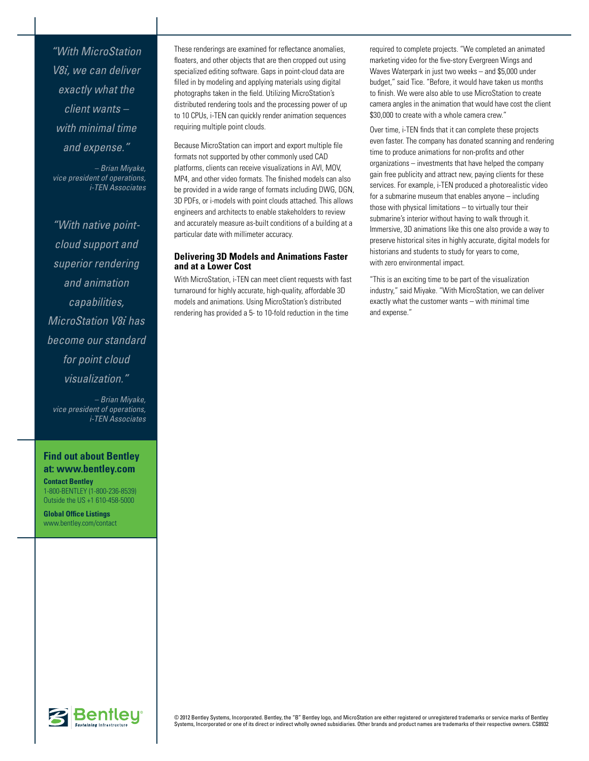*"With MicroStation V8i, we can deliver exactly what the client wants – with minimal time and expense."*

*– Brian Miyake, vice president of operations, i-TEN Associates*

*"With native point-cloud support and superior rendering and animation capabilities, MicroStation V8i has become our standard for point cloud visualization."*

*– Brian Miyake, vice president of operations, i-TEN Associates*

These renderings are examined for reflectance anomalies, floaters, and other objects that are then cropped out using specialized editing software. Gaps in point-cloud data are filled in by modeling and applying materials using digital photographs taken in the field. Utilizing MicroStation's distributed rendering tools and the processing power of up to 10 CPUs, i-TEN can quickly render animation sequences requiring multiple point clouds.

Because MicroStation can import and export multiple file formats not supported by other commonly used CAD platforms, clients can receive visualizations in AVI, MOV, MP4, and other video formats. The finished models can also be provided in a wide range of formats including DWG, DGN, 3D PDFs, or i-models with point clouds attached. This allows engineers and architects to enable stakeholders to review and accurately measure as-built conditions of a building at a particular date with millimeter accuracy.

### Delivering 3D Models and Animations Faster and at a Lower Cost

With MicroStation, i-TEN can meet client requests with fast turnaround for highly accurate, high-quality, affordable 3D models and animations. Using MicroStation's distributed rendering has provided a 5- to 10-fold reduction in the time required to complete projects. "We completed an animated marketing video for the five-story Evergreen Wings and Waves Waterpark in just two weeks – and $5,000 under budget," said Tice. "Before, it would have taken us months to finish. We were also able to use MicroStation to create camera angles in the animation that would have cost the client $30,000 to create with a whole camera crew."

Over time, i-TEN finds that it can complete these projects even faster. The company has donated scanning and rendering time to produce animations for non-profits and other organizations – investments that have helped the company gain free publicity and attract new, paying clients for these services. For example, i-TEN produced a photorealistic video for a submarine museum that enables anyone – including those with physical limitations – to virtually tour their submarine's interior without having to walk through it. Immersive, 3D animations like this one also provide a way to preserve historical sites in highly accurate, digital models for historians and students to study for years to come, with zero environmental impact.

"This is an exciting time to be part of the visualization industry," said Miyake. "With MicroStation, we can deliver exactly what the customer wants – with minimal time and expense."

**Find out about Bentley at: www.bentley.com**

**Contact Bentley**
1-800-BENTLEY (1-800-236-8539)
Outside the US +1 610-458-5000

**Global Office Listings**
www.bentley.com/contact

Bentley *Sustaining Infrastructure*

© 2012 Bentley Systems, Incorporated. Bentley, the "B" Bentley logo, and MicroStation are either registered or unregistered trademarks or service marks of Bentley Systems, Incorporated or one of its direct or indirect wholly owned subsidiaries. Other brands and product names are trademarks of their respective owners. CS8932